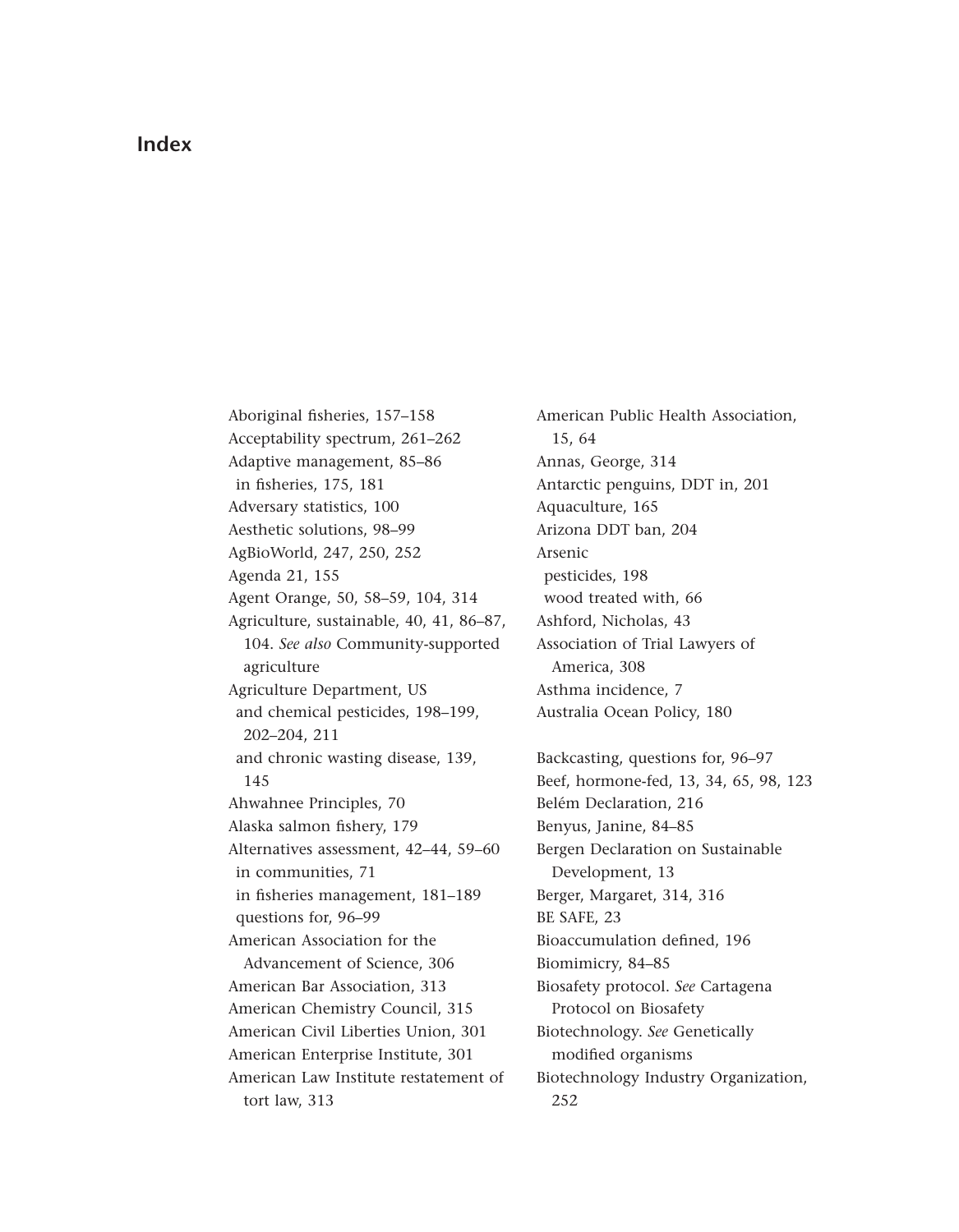# Index

Aboriginal fisheries, 157–158
Acceptability spectrum, 261–262
Adaptive management, 85–86
 in fisheries, 175, 181
Adversary statistics, 100
Aesthetic solutions, 98–99
AgBioWorld, 247, 250, 252
Agenda 21, 155
Agent Orange, 50, 58–59, 104, 314
Agriculture, sustainable, 40, 41, 86–87, 104. *See also* Community-supported agriculture
Agriculture Department, US
 and chemical pesticides, 198–199, 202–204, 211
 and chronic wasting disease, 139, 145
Ahwahnee Principles, 70
Alaska salmon fishery, 179
Alternatives assessment, 42–44, 59–60
 in communities, 71
 in fisheries management, 181–189
 questions for, 96–99
American Association for the Advancement of Science, 306
American Bar Association, 313
American Chemistry Council, 315
American Civil Liberties Union, 301
American Enterprise Institute, 301
American Law Institute restatement of tort law, 313
American Public Health Association, 15, 64
Annas, George, 314
Antarctic penguins, DDT in, 201
Aquaculture, 165
Arizona DDT ban, 204
Arsenic
 pesticides, 198
 wood treated with, 66
Ashford, Nicholas, 43
Association of Trial Lawyers of America, 308
Asthma incidence, 7
Australia Ocean Policy, 180

Backcasting, questions for, 96–97
Beef, hormone-fed, 13, 34, 65, 98, 123
Belém Declaration, 216
Benyus, Janine, 84–85
Bergen Declaration on Sustainable Development, 13
Berger, Margaret, 314, 316
BE SAFE, 23
Bioaccumulation defined, 196
Biomimicry, 84–85
Biosafety protocol. *See* Cartagena Protocol on Biosafety
Biotechnology. *See* Genetically modified organisms
Biotechnology Industry Organization, 252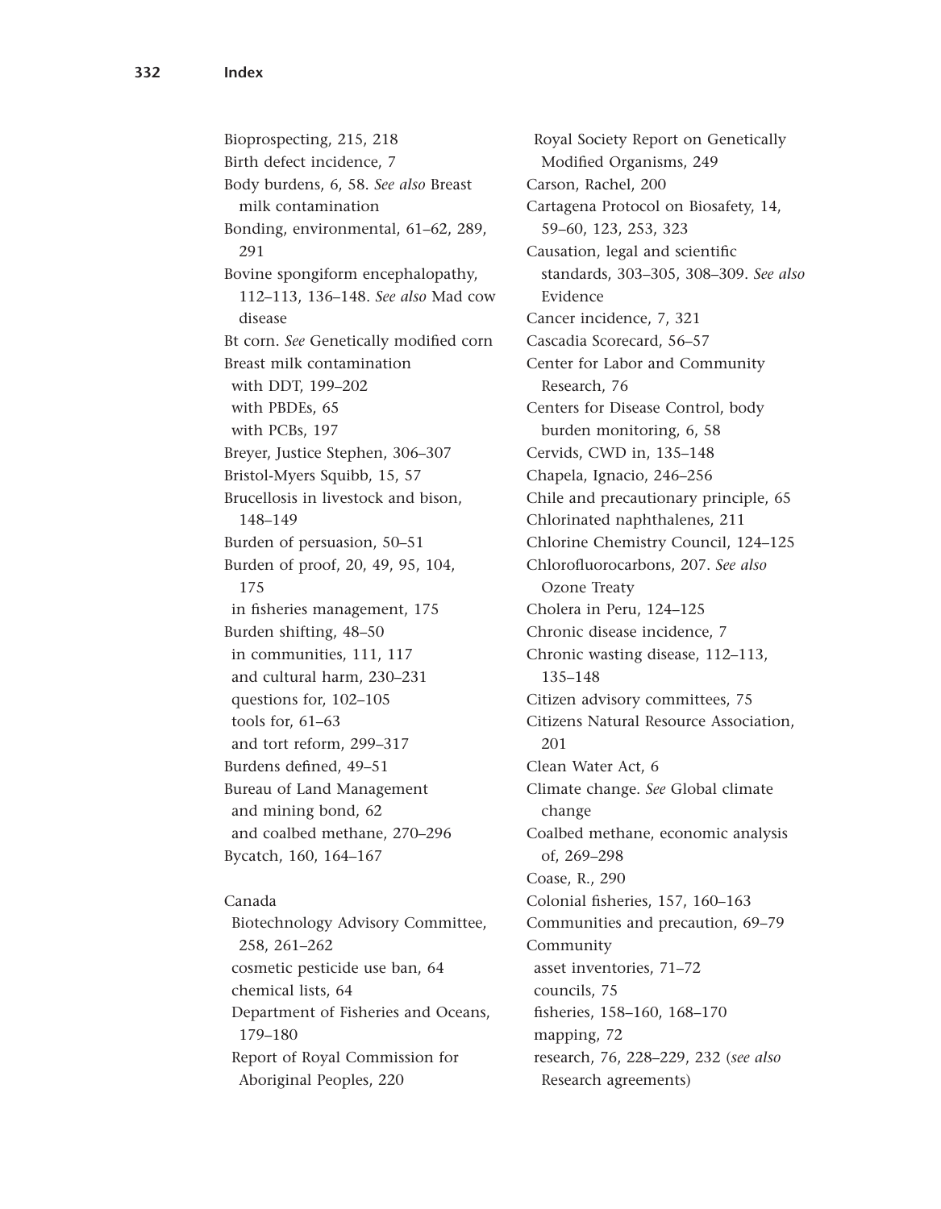Bioprospecting, 215, 218
Birth defect incidence, 7
Body burdens, 6, 58. *See also* Breast milk contamination
Bonding, environmental, 61–62, 289, 291
Bovine spongiform encephalopathy, 112–113, 136–148. *See also* Mad cow disease
Bt corn. *See* Genetically modified corn
Breast milk contamination
- with DDT, 199–202
- with PBDEs, 65
- with PCBs, 197

Breyer, Justice Stephen, 306–307
Bristol-Myers Squibb, 15, 57
Brucellosis in livestock and bison, 148–149
Burden of persuasion, 50–51
Burden of proof, 20, 49, 95, 104, 175
- in fisheries management, 175

Burden shifting, 48–50
- in communities, 111, 117
- and cultural harm, 230–231
- questions for, 102–105
- tools for, 61–63
- and tort reform, 299–317

Burdens defined, 49–51
Bureau of Land Management
- and mining bond, 62
- and coalbed methane, 270–296

Bycatch, 160, 164–167

Canada
- Biotechnology Advisory Committee, 258, 261–262
- cosmetic pesticide use ban, 64
- chemical lists, 64
- Department of Fisheries and Oceans, 179–180
- Report of Royal Commission for Aboriginal Peoples, 220
- Royal Society Report on Genetically Modified Organisms, 249

Carson, Rachel, 200
Cartagena Protocol on Biosafety, 14, 59–60, 123, 253, 323
Causation, legal and scientific standards, 303–305, 308–309. *See also* Evidence
Cancer incidence, 7, 321
Cascadia Scorecard, 56–57
Center for Labor and Community Research, 76
Centers for Disease Control, body burden monitoring, 6, 58
Cervids, CWD in, 135–148
Chapela, Ignacio, 246–256
Chile and precautionary principle, 65
Chlorinated naphthalenes, 211
Chlorine Chemistry Council, 124–125
Chlorofluorocarbons, 207. *See also* Ozone Treaty
Cholera in Peru, 124–125
Chronic disease incidence, 7
Chronic wasting disease, 112–113, 135–148
Citizen advisory committees, 75
Citizens Natural Resource Association, 201
Clean Water Act, 6
Climate change. *See* Global climate change
Coalbed methane, economic analysis of, 269–298
Coase, R., 290
Colonial fisheries, 157, 160–163
Communities and precaution, 69–79
Community
- asset inventories, 71–72
- councils, 75
- fisheries, 158–160, 168–170
- mapping, 72
- research, 76, 228–229, 232 (*see also* Research agreements)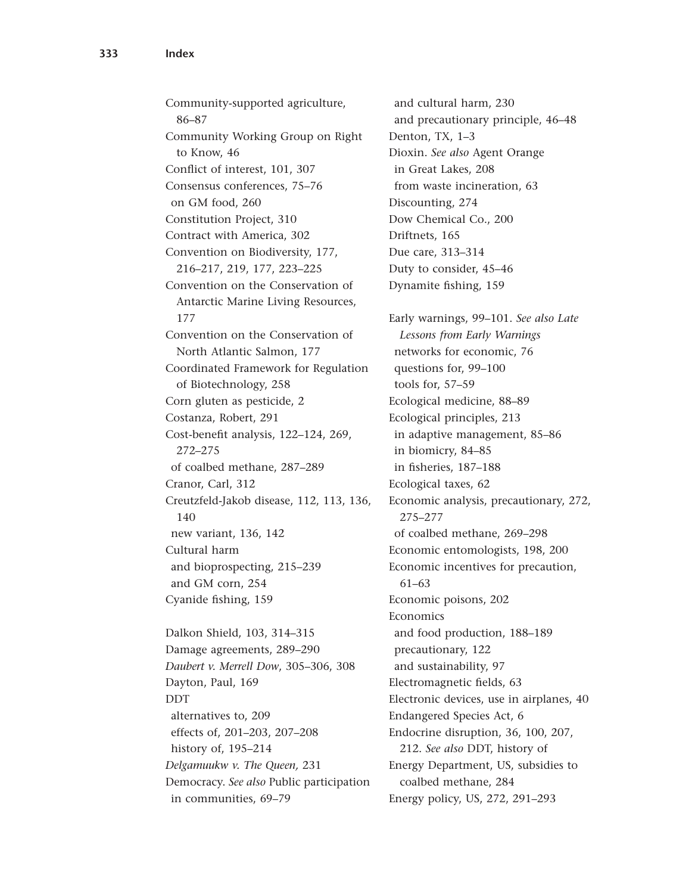Community-supported agriculture, 86–87
Community Working Group on Right to Know, 46
Conflict of interest, 101, 307
Consensus conferences, 75–76
  on GM food, 260
Constitution Project, 310
Contract with America, 302
Convention on Biodiversity, 177, 216–217, 219, 177, 223–225
Convention on the Conservation of Antarctic Marine Living Resources, 177
Convention on the Conservation of North Atlantic Salmon, 177
Coordinated Framework for Regulation of Biotechnology, 258
Corn gluten as pesticide, 2
Costanza, Robert, 291
Cost-benefit analysis, 122–124, 269, 272–275
  of coalbed methane, 287–289
Cranor, Carl, 312
Creutzfeld-Jakob disease, 112, 113, 136, 140
  new variant, 136, 142
Cultural harm
  and bioprospecting, 215–239
  and GM corn, 254
Cyanide fishing, 159

Dalkon Shield, 103, 314–315
Damage agreements, 289–290
*Daubert v. Merrell Dow*, 305–306, 308
Dayton, Paul, 169
DDT
  alternatives to, 209
  effects of, 201–203, 207–208
  history of, 195–214
*Delgamuukw v. The Queen,* 231
Democracy. *See also* Public participation
  in communities, 69–79
  and cultural harm, 230
  and precautionary principle, 46–48
Denton, TX, 1–3
Dioxin. *See also* Agent Orange
  in Great Lakes, 208
  from waste incineration, 63
Discounting, 274
Dow Chemical Co., 200
Driftnets, 165
Due care, 313–314
Duty to consider, 45–46
Dynamite fishing, 159

Early warnings, 99–101. *See also Late Lessons from Early Warnings*
  networks for economic, 76
  questions for, 99–100
  tools for, 57–59
Ecological medicine, 88–89
Ecological principles, 213
  in adaptive management, 85–86
  in biomicry, 84–85
  in fisheries, 187–188
Ecological taxes, 62
Economic analysis, precautionary, 272, 275–277
  of coalbed methane, 269–298
Economic entomologists, 198, 200
Economic incentives for precaution, 61–63
Economic poisons, 202
Economics
  and food production, 188–189
  precautionary, 122
  and sustainability, 97
Electromagnetic fields, 63
Electronic devices, use in airplanes, 40
Endangered Species Act, 6
Endocrine disruption, 36, 100, 207, 212. *See also* DDT, history of
Energy Department, US, subsidies to coalbed methane, 284
Energy policy, US, 272, 291–293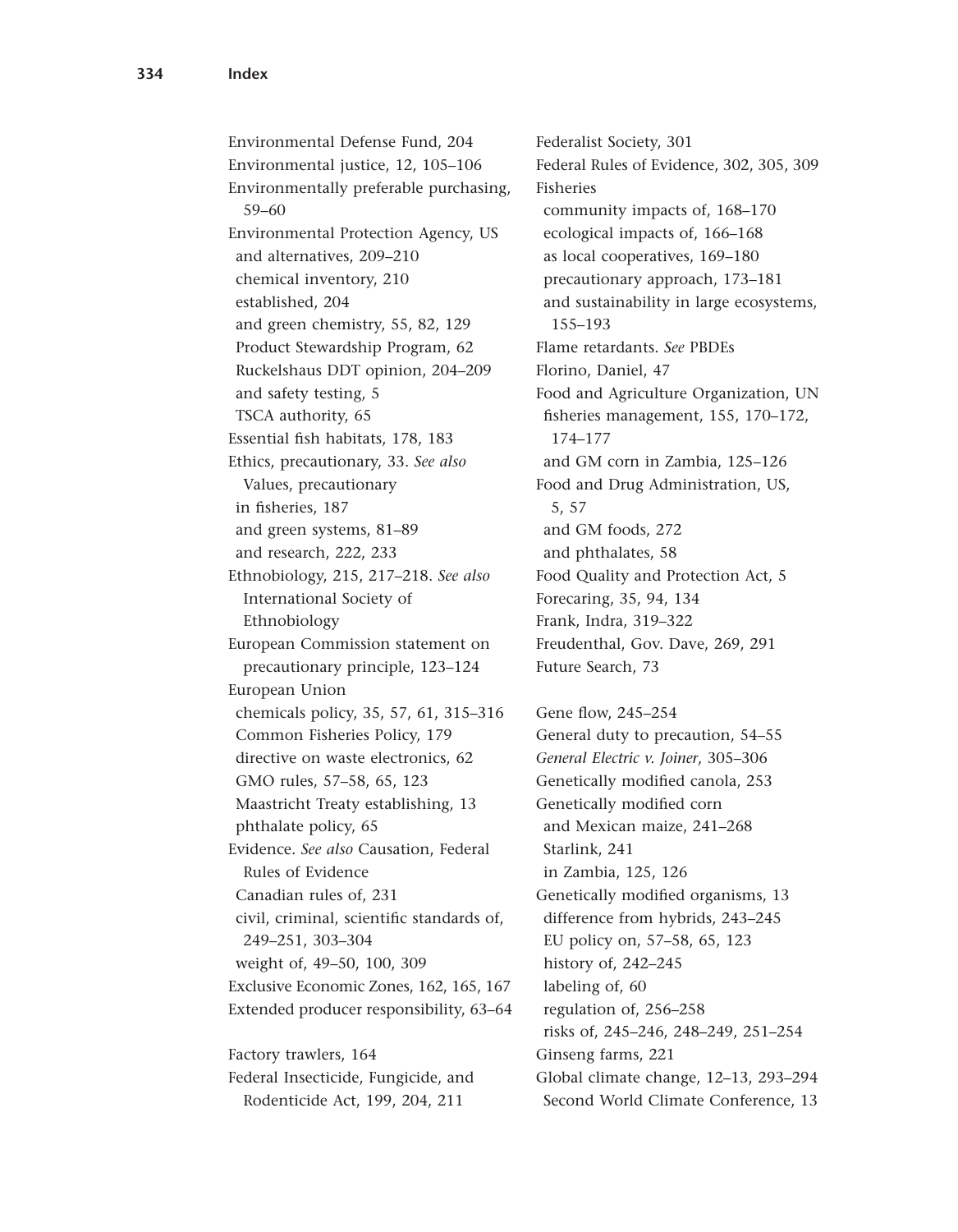Environmental Defense Fund, 204
Environmental justice, 12, 105–106
Environmentally preferable purchasing, 59–60
Environmental Protection Agency, US
 and alternatives, 209–210
 chemical inventory, 210
 established, 204
 and green chemistry, 55, 82, 129
 Product Stewardship Program, 62
 Ruckelshaus DDT opinion, 204–209
 and safety testing, 5
 TSCA authority, 65
Essential fish habitats, 178, 183
Ethics, precautionary, 33. *See also* Values, precautionary
 in fisheries, 187
 and green systems, 81–89
 and research, 222, 233
Ethnobiology, 215, 217–218. *See also* International Society of Ethnobiology
European Commission statement on precautionary principle, 123–124
European Union
 chemicals policy, 35, 57, 61, 315–316
 Common Fisheries Policy, 179
 directive on waste electronics, 62
 GMO rules, 57–58, 65, 123
 Maastricht Treaty establishing, 13
 phthalate policy, 65
Evidence. *See also* Causation, Federal Rules of Evidence
 Canadian rules of, 231
 civil, criminal, scientific standards of, 249–251, 303–304
 weight of, 49–50, 100, 309
Exclusive Economic Zones, 162, 165, 167
Extended producer responsibility, 63–64

Factory trawlers, 164
Federal Insecticide, Fungicide, and Rodenticide Act, 199, 204, 211
Federalist Society, 301
Federal Rules of Evidence, 302, 305, 309
Fisheries
 community impacts of, 168–170
 ecological impacts of, 166–168
 as local cooperatives, 169–180
 precautionary approach, 173–181
 and sustainability in large ecosystems, 155–193
Flame retardants. *See* PBDEs
Florino, Daniel, 47
Food and Agriculture Organization, UN
 fisheries management, 155, 170–172, 174–177
 and GM corn in Zambia, 125–126
Food and Drug Administration, US, 5, 57
 and GM foods, 272
 and phthalates, 58
Food Quality and Protection Act, 5
Forecaring, 35, 94, 134
Frank, Indra, 319–322
Freudenthal, Gov. Dave, 269, 291
Future Search, 73

Gene flow, 245–254
General duty to precaution, 54–55
*General Electric v. Joiner*, 305–306
Genetically modified canola, 253
Genetically modified corn
 and Mexican maize, 241–268
 Starlink, 241
 in Zambia, 125, 126
Genetically modified organisms, 13
 difference from hybrids, 243–245
 EU policy on, 57–58, 65, 123
 history of, 242–245
 labeling of, 60
 regulation of, 256–258
 risks of, 245–246, 248–249, 251–254
Ginseng farms, 221
Global climate change, 12–13, 293–294
 Second World Climate Conference, 13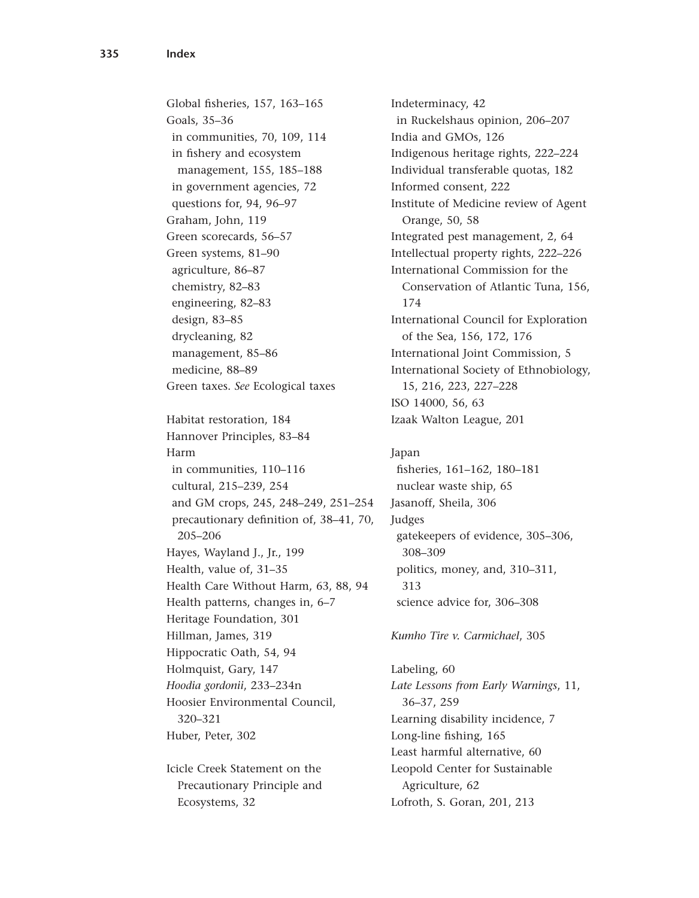Global fisheries, 157, 163–165
Goals, 35–36
  in communities, 70, 109, 114
  in fishery and ecosystem management, 155, 185–188
  in government agencies, 72
  questions for, 94, 96–97
Graham, John, 119
Green scorecards, 56–57
Green systems, 81–90
  agriculture, 86–87
  chemistry, 82–83
  engineering, 82–83
  design, 83–85
  drycleaning, 82
  management, 85–86
  medicine, 88–89
Green taxes. *See* Ecological taxes

Habitat restoration, 184
Hannover Principles, 83–84
Harm
  in communities, 110–116
  cultural, 215–239, 254
  and GM crops, 245, 248–249, 251–254
  precautionary definition of, 38–41, 70, 205–206
Hayes, Wayland J., Jr., 199
Health, value of, 31–35
Health Care Without Harm, 63, 88, 94
Health patterns, changes in, 6–7
Heritage Foundation, 301
Hillman, James, 319
Hippocratic Oath, 54, 94
Holmquist, Gary, 147
*Hoodia gordonii*, 233–234n
Hoosier Environmental Council, 320–321
Huber, Peter, 302

Icicle Creek Statement on the Precautionary Principle and Ecosystems, 32
Indeterminacy, 42
  in Ruckelshaus opinion, 206–207
India and GMOs, 126
Indigenous heritage rights, 222–224
Individual transferable quotas, 182
Informed consent, 222
Institute of Medicine review of Agent Orange, 50, 58
Integrated pest management, 2, 64
Intellectual property rights, 222–226
International Commission for the Conservation of Atlantic Tuna, 156, 174
International Council for Exploration of the Sea, 156, 172, 176
International Joint Commission, 5
International Society of Ethnobiology, 15, 216, 223, 227–228
ISO 14000, 56, 63
Izaak Walton League, 201

Japan
  fisheries, 161–162, 180–181
  nuclear waste ship, 65
Jasanoff, Sheila, 306
Judges
  gatekeepers of evidence, 305–306, 308–309
  politics, money, and, 310–311, 313
  science advice for, 306–308

*Kumho Tire v. Carmichael*, 305

Labeling, 60
*Late Lessons from Early Warnings*, 11, 36–37, 259
Learning disability incidence, 7
Long-line fishing, 165
Least harmful alternative, 60
Leopold Center for Sustainable Agriculture, 62
Lofroth, S. Goran, 201, 213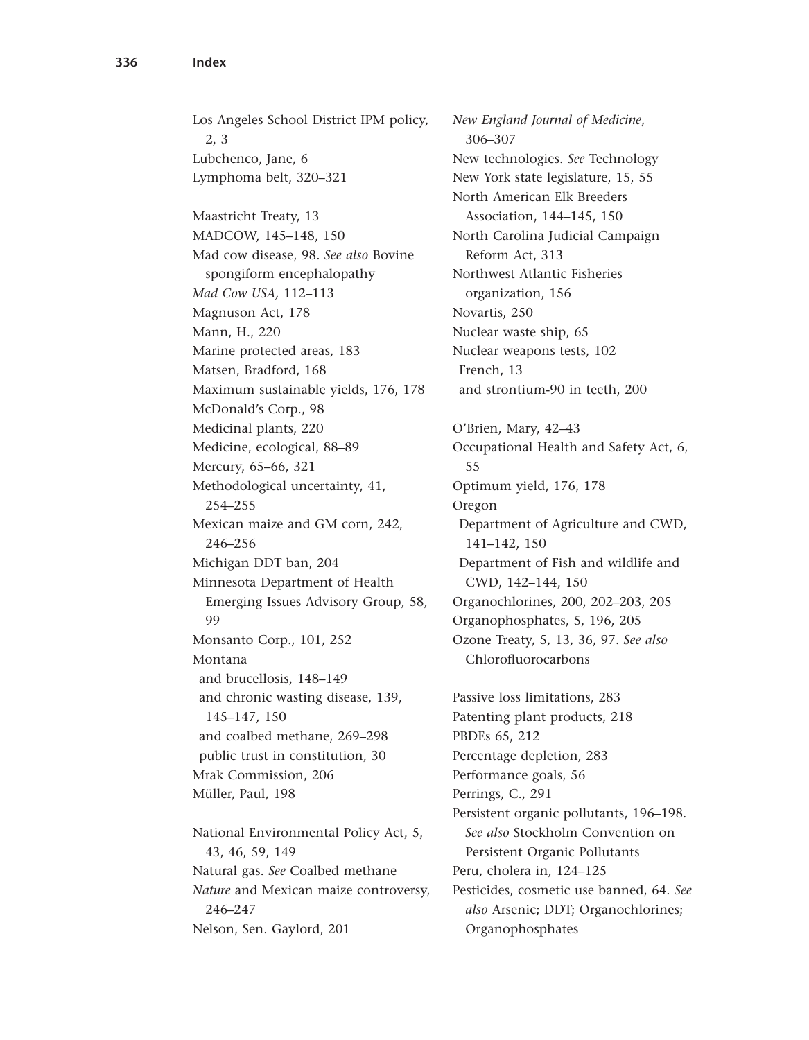Los Angeles School District IPM policy, 2, 3
Lubchenco, Jane, 6
Lymphoma belt, 320–321

Maastricht Treaty, 13
MADCOW, 145–148, 150
Mad cow disease, 98. *See also* Bovine spongiform encephalopathy
*Mad Cow USA,* 112–113
Magnuson Act, 178
Mann, H., 220
Marine protected areas, 183
Matsen, Bradford, 168
Maximum sustainable yields, 176, 178
McDonald's Corp., 98
Medicinal plants, 220
Medicine, ecological, 88–89
Mercury, 65–66, 321
Methodological uncertainty, 41, 254–255
Mexican maize and GM corn, 242, 246–256
Michigan DDT ban, 204
Minnesota Department of Health Emerging Issues Advisory Group, 58, 99
Monsanto Corp., 101, 252
Montana
- and brucellosis, 148–149
- and chronic wasting disease, 139, 145–147, 150
- and coalbed methane, 269–298
- public trust in constitution, 30

Mrak Commission, 206
Müller, Paul, 198

National Environmental Policy Act, 5, 43, 46, 59, 149
Natural gas. *See* Coalbed methane
*Nature* and Mexican maize controversy, 246–247
Nelson, Sen. Gaylord, 201
*New England Journal of Medicine*, 306–307
New technologies. *See* Technology
New York state legislature, 15, 55
North American Elk Breeders Association, 144–145, 150
North Carolina Judicial Campaign Reform Act, 313
Northwest Atlantic Fisheries organization, 156
Novartis, 250
Nuclear waste ship, 65
Nuclear weapons tests, 102
- French, 13
- and strontium-90 in teeth, 200

O'Brien, Mary, 42–43
Occupational Health and Safety Act, 6, 55
Optimum yield, 176, 178
Oregon
- Department of Agriculture and CWD, 141–142, 150
- Department of Fish and wildlife and CWD, 142–144, 150

Organochlorines, 200, 202–203, 205
Organophosphates, 5, 196, 205
Ozone Treaty, 5, 13, 36, 97. *See also* Chlorofluorocarbons

Passive loss limitations, 283
Patenting plant products, 218
PBDEs 65, 212
Percentage depletion, 283
Performance goals, 56
Perrings, C., 291
Persistent organic pollutants, 196–198. *See also* Stockholm Convention on Persistent Organic Pollutants
Peru, cholera in, 124–125
Pesticides, cosmetic use banned, 64. *See also* Arsenic; DDT; Organochlorines; Organophosphates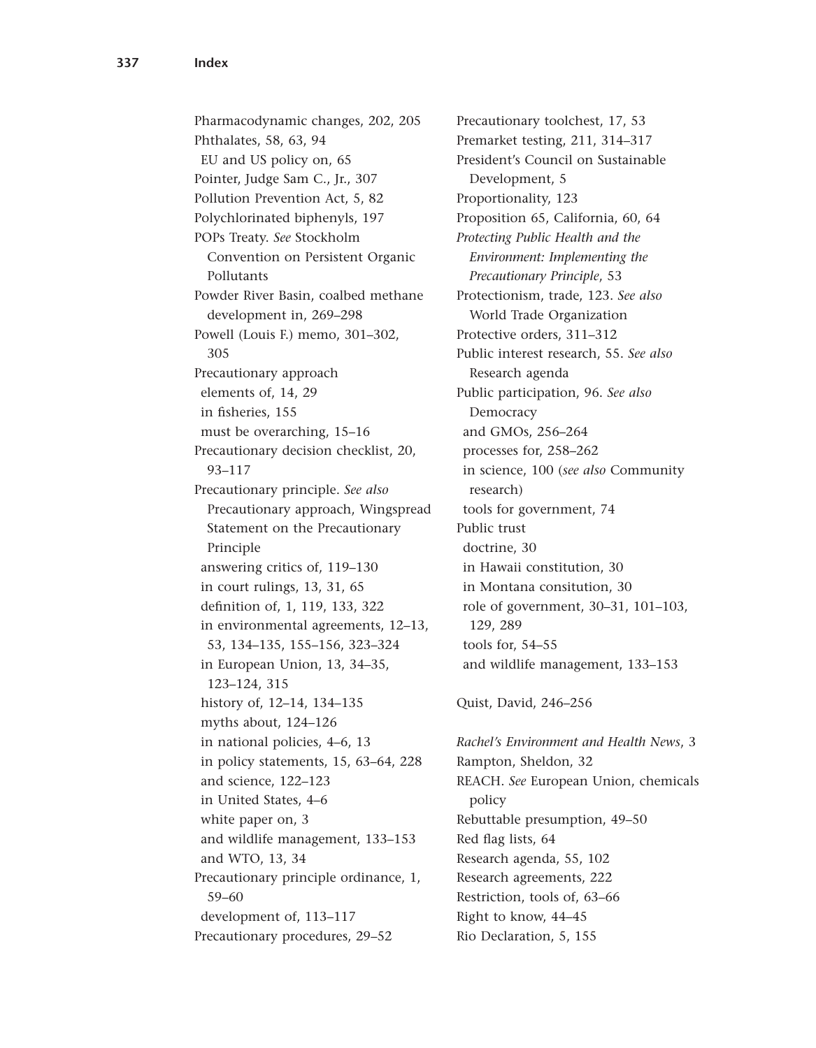Pharmacodynamic changes, 202, 205
Phthalates, 58, 63, 94
  EU and US policy on, 65
Pointer, Judge Sam C., Jr., 307
Pollution Prevention Act, 5, 82
Polychlorinated biphenyls, 197
POPs Treaty. *See* Stockholm Convention on Persistent Organic Pollutants
Powder River Basin, coalbed methane development in, 269–298
Powell (Louis F.) memo, 301–302, 305
Precautionary approach
  elements of, 14, 29
  in fisheries, 155
  must be overarching, 15–16
Precautionary decision checklist, 20, 93–117
Precautionary principle. *See also* Precautionary approach, Wingspread Statement on the Precautionary Principle
  answering critics of, 119–130
  in court rulings, 13, 31, 65
  definition of, 1, 119, 133, 322
  in environmental agreements, 12–13, 53, 134–135, 155–156, 323–324
  in European Union, 13, 34–35, 123–124, 315
  history of, 12–14, 134–135
  myths about, 124–126
  in national policies, 4–6, 13
  in policy statements, 15, 63–64, 228
  and science, 122–123
  in United States, 4–6
  white paper on, 3
  and wildlife management, 133–153
  and WTO, 13, 34
Precautionary principle ordinance, 1, 59–60
  development of, 113–117
Precautionary procedures, 29–52
Precautionary toolchest, 17, 53
Premarket testing, 211, 314–317
President's Council on Sustainable Development, 5
Proportionality, 123
Proposition 65, California, 60, 64
*Protecting Public Health and the Environment: Implementing the Precautionary Principle*, 53
Protectionism, trade, 123. *See also* World Trade Organization
Protective orders, 311–312
Public interest research, 55. *See also* Research agenda
Public participation, 96. *See also* Democracy
  and GMOs, 256–264
  processes for, 258–262
  in science, 100 (*see also* Community research)
  tools for government, 74
Public trust
  doctrine, 30
  in Hawaii constitution, 30
  in Montana consitution, 30
  role of government, 30–31, 101–103, 129, 289
  tools for, 54–55
  and wildlife management, 133–153

Quist, David, 246–256

*Rachel's Environment and Health News*, 3
Rampton, Sheldon, 32
REACH. *See* European Union, chemicals policy
Rebuttable presumption, 49–50
Red flag lists, 64
Research agenda, 55, 102
Research agreements, 222
Restriction, tools of, 63–66
Right to know, 44–45
Rio Declaration, 5, 155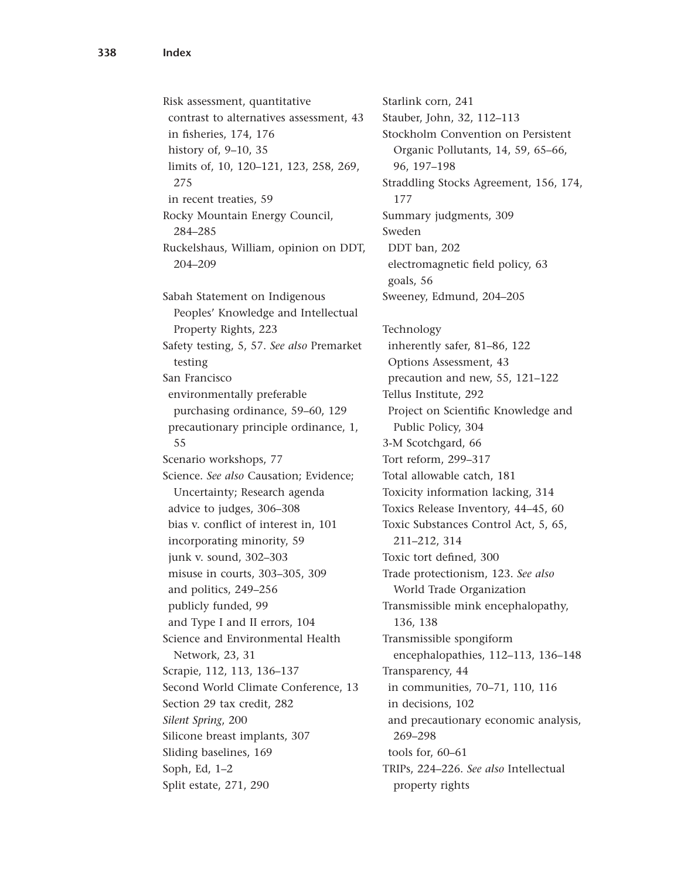Risk assessment, quantitative
  contrast to alternatives assessment, 43
  in fisheries, 174, 176
  history of, 9–10, 35
  limits of, 10, 120–121, 123, 258, 269, 275
  in recent treaties, 59
Rocky Mountain Energy Council, 284–285
Ruckelshaus, William, opinion on DDT, 204–209

Sabah Statement on Indigenous Peoples' Knowledge and Intellectual Property Rights, 223
Safety testing, 5, 57. *See also* Premarket testing
San Francisco
  environmentally preferable purchasing ordinance, 59–60, 129
  precautionary principle ordinance, 1, 55
Scenario workshops, 77
Science. *See also* Causation; Evidence; Uncertainty; Research agenda
  advice to judges, 306–308
  bias v. conflict of interest in, 101
  incorporating minority, 59
  junk v. sound, 302–303
  misuse in courts, 303–305, 309
  and politics, 249–256
  publicly funded, 99
  and Type I and II errors, 104
Science and Environmental Health Network, 23, 31
Scrapie, 112, 113, 136–137
Second World Climate Conference, 13
Section 29 tax credit, 282
*Silent Spring*, 200
Silicone breast implants, 307
Sliding baselines, 169
Soph, Ed, 1–2
Split estate, 271, 290
Starlink corn, 241
Stauber, John, 32, 112–113
Stockholm Convention on Persistent Organic Pollutants, 14, 59, 65–66, 96, 197–198
Straddling Stocks Agreement, 156, 174, 177
Summary judgments, 309
Sweden
  DDT ban, 202
  electromagnetic field policy, 63
  goals, 56
Sweeney, Edmund, 204–205

Technology
  inherently safer, 81–86, 122
  Options Assessment, 43
  precaution and new, 55, 121–122
Tellus Institute, 292
  Project on Scientific Knowledge and Public Policy, 304
3-M Scotchgard, 66
Tort reform, 299–317
Total allowable catch, 181
Toxicity information lacking, 314
Toxics Release Inventory, 44–45, 60
Toxic Substances Control Act, 5, 65, 211–212, 314
Toxic tort defined, 300
Trade protectionism, 123. *See also* World Trade Organization
Transmissible mink encephalopathy, 136, 138
Transmissible spongiform encephalopathies, 112–113, 136–148
Transparency, 44
  in communities, 70–71, 110, 116
  in decisions, 102
  and precautionary economic analysis, 269–298
  tools for, 60–61
TRIPs, 224–226. *See also* Intellectual property rights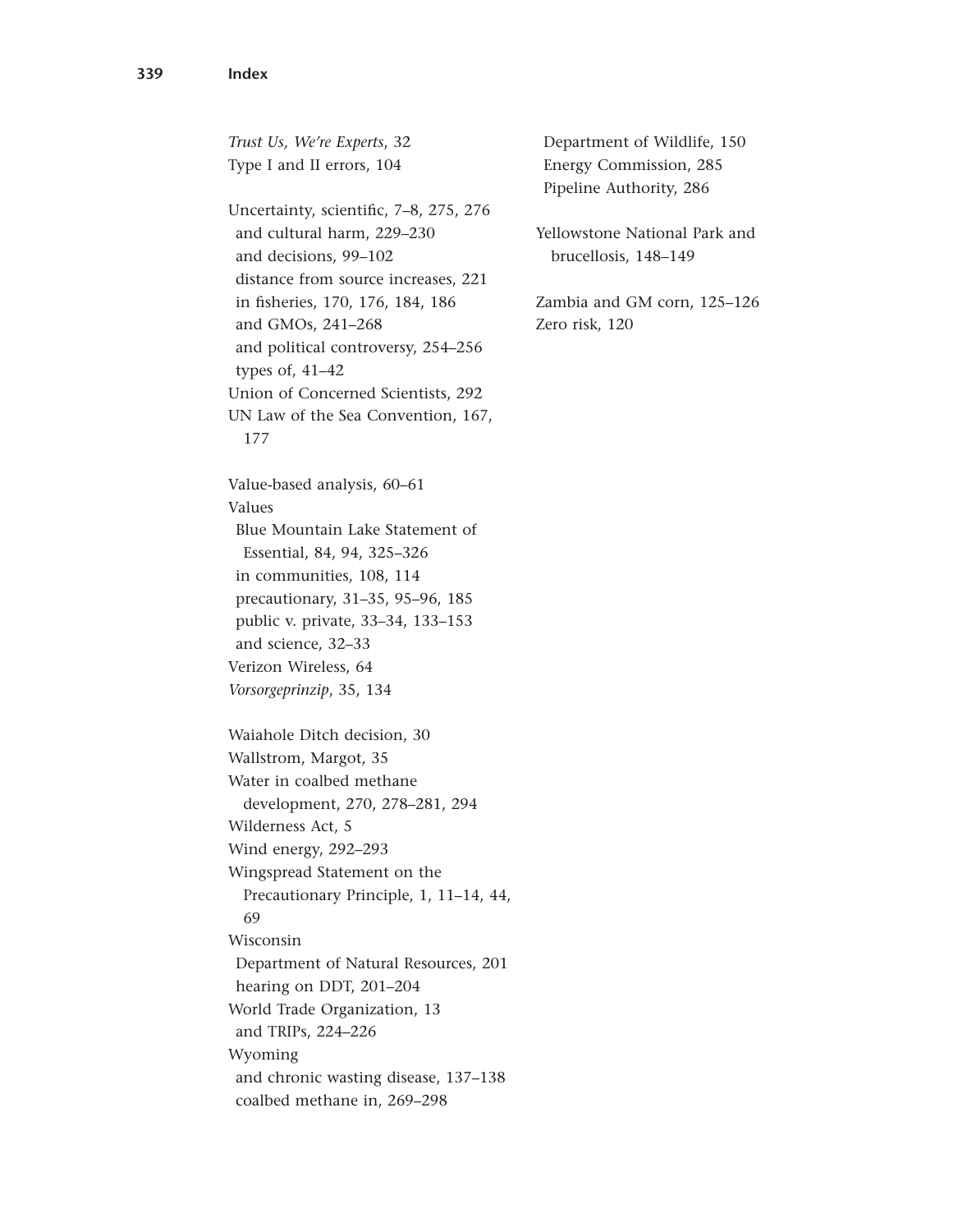*Trust Us, We're Experts*, 32
Type I and II errors, 104

Uncertainty, scientific, 7–8, 275, 276
 and cultural harm, 229–230
 and decisions, 99–102
 distance from source increases, 221
 in fisheries, 170, 176, 184, 186
 and GMOs, 241–268
 and political controversy, 254–256
 types of, 41–42
Union of Concerned Scientists, 292
UN Law of the Sea Convention, 167, 177

Value-based analysis, 60–61
Values
 Blue Mountain Lake Statement of Essential, 84, 94, 325–326
 in communities, 108, 114
 precautionary, 31–35, 95–96, 185
 public v. private, 33–34, 133–153
 and science, 32–33
Verizon Wireless, 64
*Vorsorgeprinzip*, 35, 134

Waiahole Ditch decision, 30
Wallstrom, Margot, 35
Water in coalbed methane development, 270, 278–281, 294
Wilderness Act, 5
Wind energy, 292–293
Wingspread Statement on the Precautionary Principle, 1, 11–14, 44, 69
Wisconsin
 Department of Natural Resources, 201
 hearing on DDT, 201–204
World Trade Organization, 13
 and TRIPs, 224–226
Wyoming
 and chronic wasting disease, 137–138
 coalbed methane in, 269–298
 Department of Wildlife, 150
 Energy Commission, 285
 Pipeline Authority, 286

Yellowstone National Park and brucellosis, 148–149

Zambia and GM corn, 125–126
Zero risk, 120